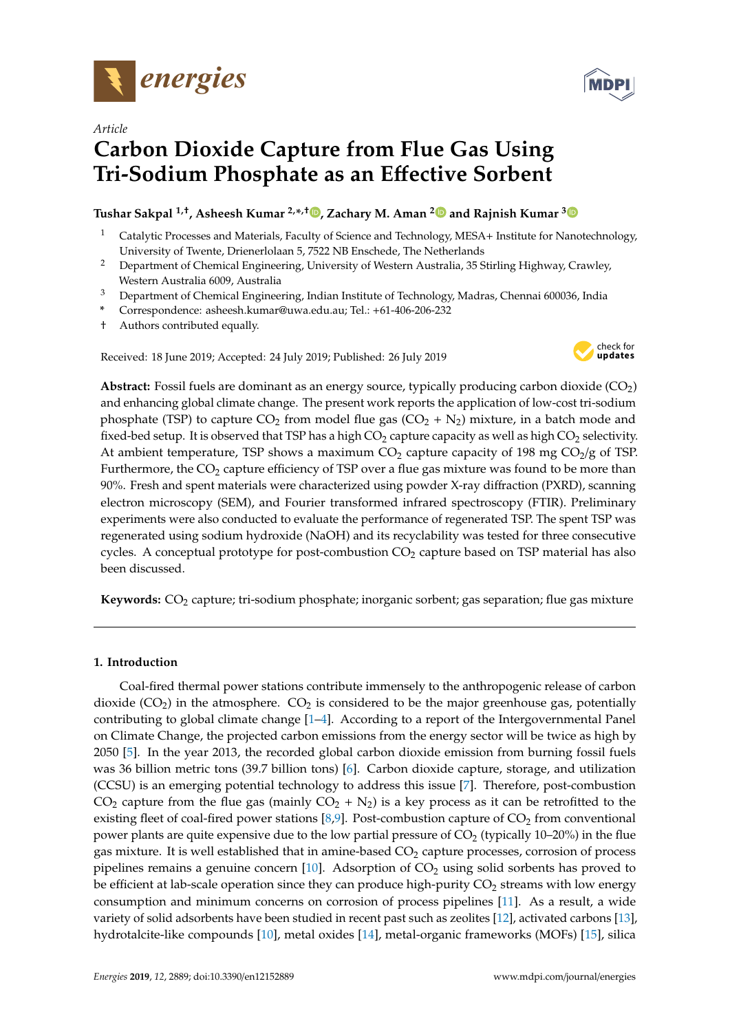*Article*

# Carbon Dioxide Capture from Flue Gas Using Tri-Sodium Phosphate as an Effective Sorbent

**Tushar Sakpal [1,†], Asheesh Kumar [2,*,†], Zachary M. Aman [2] and Rajnish Kumar [3]**

[1] Catalytic Processes and Materials, Faculty of Science and Technology, MESA+ Institute for Nanotechnology, University of Twente, Drienerlolaan 5, 7522 NB Enschede, The Netherlands

[2] Department of Chemical Engineering, University of Western Australia, 35 Stirling Highway, Crawley, Western Australia 6009, Australia

[3] Department of Chemical Engineering, Indian Institute of Technology, Madras, Chennai 600036, India

\* Correspondence: asheesh.kumar@uwa.edu.au; Tel.: +61-406-206-232

† Authors contributed equally.

Received: 18 June 2019; Accepted: 24 July 2019; Published: 26 July 2019

**Abstract:** Fossil fuels are dominant as an energy source, typically producing carbon dioxide ($CO_2$) and enhancing global climate change. The present work reports the application of low-cost tri-sodium phosphate (TSP) to capture $CO_2$ from model flue gas ($CO_2$ + $N_2$) mixture, in a batch mode and fixed-bed setup. It is observed that TSP has a high $CO_2$ capture capacity as well as high $CO_2$ selectivity. At ambient temperature, TSP shows a maximum $CO_2$ capture capacity of 198 mg $CO_2$/g of TSP. Furthermore, the $CO_2$ capture efficiency of TSP over a flue gas mixture was found to be more than 90%. Fresh and spent materials were characterized using powder X-ray diffraction (PXRD), scanning electron microscopy (SEM), and Fourier transformed infrared spectroscopy (FTIR). Preliminary experiments were also conducted to evaluate the performance of regenerated TSP. The spent TSP was regenerated using sodium hydroxide (NaOH) and its recyclability was tested for three consecutive cycles. A conceptual prototype for post-combustion $CO_2$ capture based on TSP material has also been discussed.

**Keywords:** $CO_2$ capture; tri-sodium phosphate; inorganic sorbent; gas separation; flue gas mixture

## 1. Introduction

Coal-fired thermal power stations contribute immensely to the anthropogenic release of carbon dioxide ($CO_2$) in the atmosphere. $CO_2$ is considered to be the major greenhouse gas, potentially contributing to global climate change [1–4]. According to a report of the Intergovernmental Panel on Climate Change, the projected carbon emissions from the energy sector will be twice as high by 2050 [5]. In the year 2013, the recorded global carbon dioxide emission from burning fossil fuels was 36 billion metric tons (39.7 billion tons) [6]. Carbon dioxide capture, storage, and utilization (CCSU) is an emerging potential technology to address this issue [7]. Therefore, post-combustion $CO_2$ capture from the flue gas (mainly $CO_2$ + $N_2$) is a key process as it can be retrofitted to the existing fleet of coal-fired power stations [8,9]. Post-combustion capture of $CO_2$ from conventional power plants are quite expensive due to the low partial pressure of $CO_2$ (typically 10–20%) in the flue gas mixture. It is well established that in amine-based $CO_2$ capture processes, corrosion of process pipelines remains a genuine concern [10]. Adsorption of $CO_2$ using solid sorbents has proved to be efficient at lab-scale operation since they can produce high-purity $CO_2$ streams with low energy consumption and minimum concerns on corrosion of process pipelines [11]. As a result, a wide variety of solid adsorbents have been studied in recent past such as zeolites [12], activated carbons [13], hydrotalcite-like compounds [10], metal oxides [14], metal-organic frameworks (MOFs) [15], silica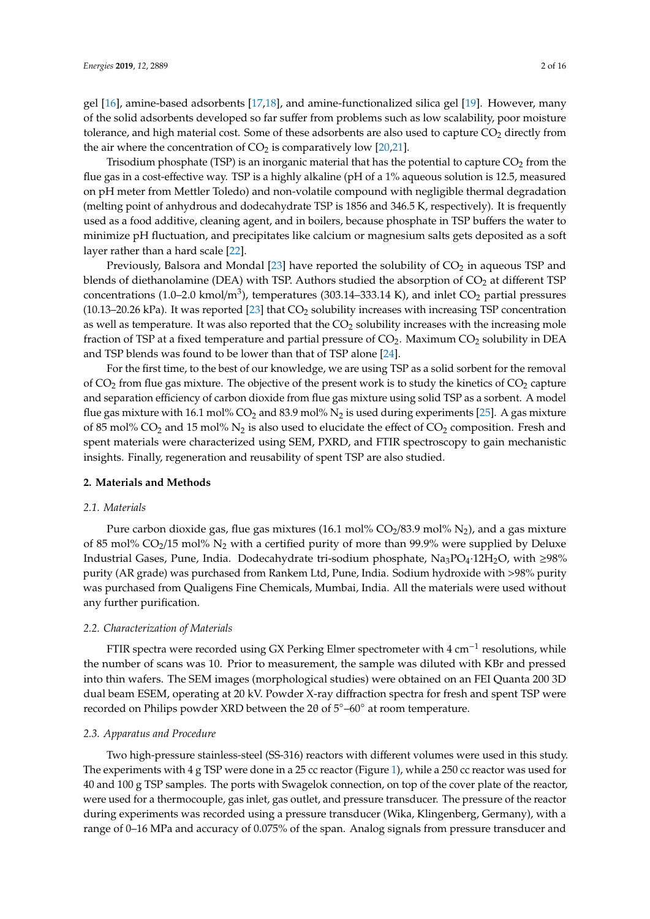gel [16], amine-based adsorbents [17,18], and amine-functionalized silica gel [19]. However, many of the solid adsorbents developed so far suffer from problems such as low scalability, poor moisture tolerance, and high material cost. Some of these adsorbents are also used to capture $CO_2$ directly from the air where the concentration of $CO_2$ is comparatively low [20,21].

Trisodium phosphate (TSP) is an inorganic material that has the potential to capture $CO_2$ from the flue gas in a cost-effective way. TSP is a highly alkaline (pH of a 1% aqueous solution is 12.5, measured on pH meter from Mettler Toledo) and non-volatile compound with negligible thermal degradation (melting point of anhydrous and dodecahydrate TSP is 1856 and 346.5 K, respectively). It is frequently used as a food additive, cleaning agent, and in boilers, because phosphate in TSP buffers the water to minimize pH fluctuation, and precipitates like calcium or magnesium salts gets deposited as a soft layer rather than a hard scale [22].

Previously, Balsora and Mondal [23] have reported the solubility of $CO_2$ in aqueous TSP and blends of diethanolamine (DEA) with TSP. Authors studied the absorption of $CO_2$ at different TSP concentrations (1.0–2.0 kmol/m$^3$), temperatures (303.14–333.14 K), and inlet $CO_2$ partial pressures (10.13–20.26 kPa). It was reported [23] that $CO_2$ solubility increases with increasing TSP concentration as well as temperature. It was also reported that the $CO_2$ solubility increases with the increasing mole fraction of TSP at a fixed temperature and partial pressure of $CO_2$. Maximum $CO_2$ solubility in DEA and TSP blends was found to be lower than that of TSP alone [24].

For the first time, to the best of our knowledge, we are using TSP as a solid sorbent for the removal of $CO_2$ from flue gas mixture. The objective of the present work is to study the kinetics of $CO_2$ capture and separation efficiency of carbon dioxide from flue gas mixture using solid TSP as a sorbent. A model flue gas mixture with 16.1 mol% $CO_2$ and 83.9 mol% $N_2$ is used during experiments [25]. A gas mixture of 85 mol% $CO_2$ and 15 mol% $N_2$ is also used to elucidate the effect of $CO_2$ composition. Fresh and spent materials were characterized using SEM, PXRD, and FTIR spectroscopy to gain mechanistic insights. Finally, regeneration and reusability of spent TSP are also studied.

## 2. Materials and Methods

### 2.1. Materials

Pure carbon dioxide gas, flue gas mixtures (16.1 mol% $CO_2$/83.9 mol% $N_2$), and a gas mixture of 85 mol% $CO_2$/15 mol% $N_2$ with a certified purity of more than 99.9% were supplied by Deluxe Industrial Gases, Pune, India. Dodecahydrate tri-sodium phosphate, $Na_3PO_4 \cdot 12H_2O$, with ≥98% purity (AR grade) was purchased from Rankem Ltd, Pune, India. Sodium hydroxide with >98% purity was purchased from Qualigens Fine Chemicals, Mumbai, India. All the materials were used without any further purification.

### 2.2. Characterization of Materials

FTIR spectra were recorded using GX Perking Elmer spectrometer with 4 cm$^{-1}$ resolutions, while the number of scans was 10. Prior to measurement, the sample was diluted with KBr and pressed into thin wafers. The SEM images (morphological studies) were obtained on an FEI Quanta 200 3D dual beam ESEM, operating at 20 kV. Powder X-ray diffraction spectra for fresh and spent TSP were recorded on Philips powder XRD between the 2θ of 5°–60° at room temperature.

### 2.3. Apparatus and Procedure

Two high-pressure stainless-steel (SS-316) reactors with different volumes were used in this study. The experiments with 4 g TSP were done in a 25 cc reactor (Figure 1), while a 250 cc reactor was used for 40 and 100 g TSP samples. The ports with Swagelok connection, on top of the cover plate of the reactor, were used for a thermocouple, gas inlet, gas outlet, and pressure transducer. The pressure of the reactor during experiments was recorded using a pressure transducer (Wika, Klingenberg, Germany), with a range of 0–16 MPa and accuracy of 0.075% of the span. Analog signals from pressure transducer and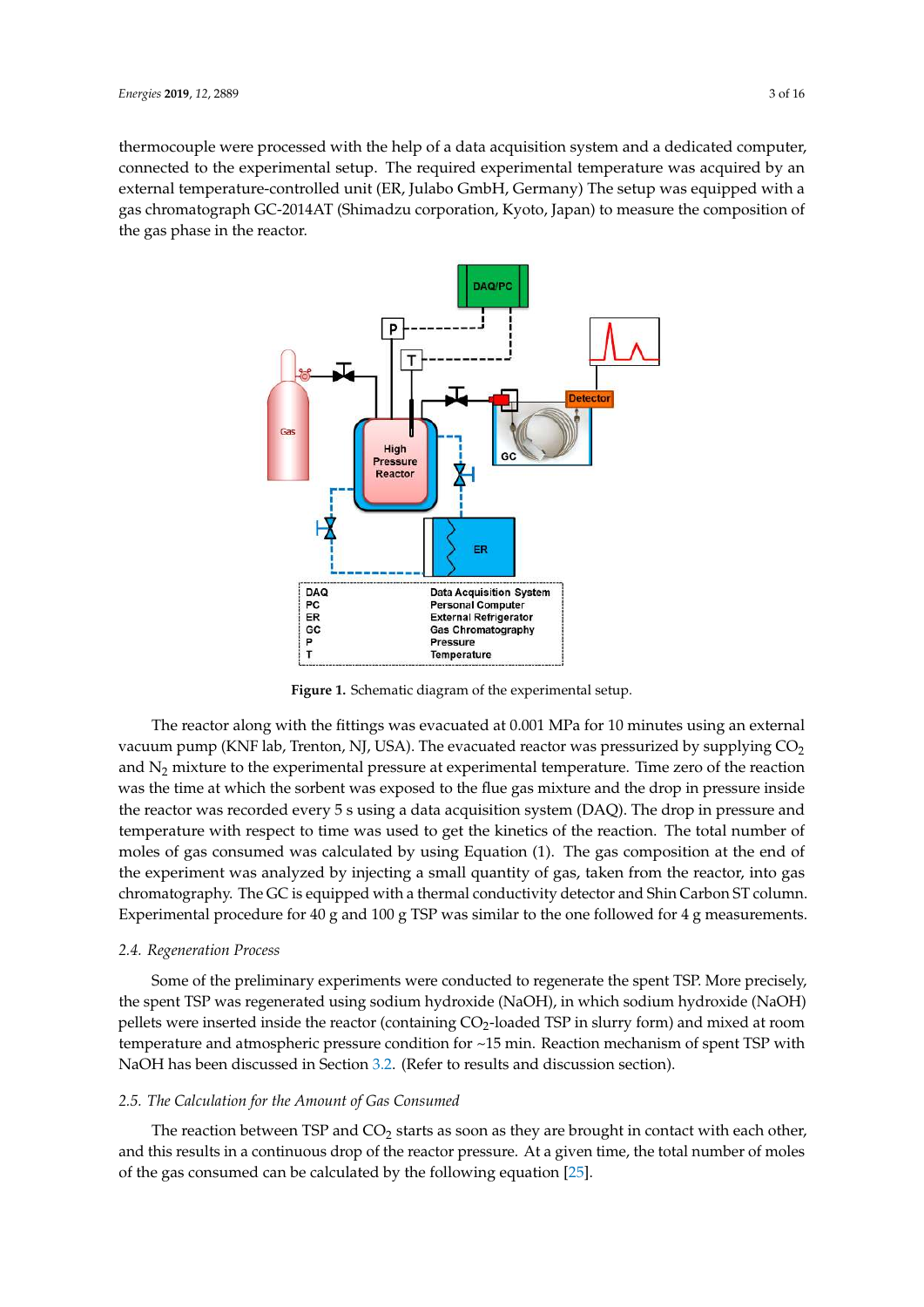thermocouple were processed with the help of a data acquisition system and a dedicated computer, connected to the experimental setup. The required experimental temperature was acquired by an external temperature-controlled unit (ER, Julabo GmbH, Germany) The setup was equipped with a gas chromatograph GC-2014AT (Shimadzu corporation, Kyoto, Japan) to measure the composition of the gas phase in the reactor.

**Figure 1.** Schematic diagram of the experimental setup.

The reactor along with the fittings was evacuated at 0.001 MPa for 10 minutes using an external vacuum pump (KNF lab, Trenton, NJ, USA). The evacuated reactor was pressurized by supplying $CO_2$ and $N_2$ mixture to the experimental pressure at experimental temperature. Time zero of the reaction was the time at which the sorbent was exposed to the flue gas mixture and the drop in pressure inside the reactor was recorded every 5 s using a data acquisition system (DAQ). The drop in pressure and temperature with respect to time was used to get the kinetics of the reaction. The total number of moles of gas consumed was calculated by using Equation (1). The gas composition at the end of the experiment was analyzed by injecting a small quantity of gas, taken from the reactor, into gas chromatography. The GC is equipped with a thermal conductivity detector and Shin Carbon ST column. Experimental procedure for 40 g and 100 g TSP was similar to the one followed for 4 g measurements.

### 2.4. Regeneration Process

Some of the preliminary experiments were conducted to regenerate the spent TSP. More precisely, the spent TSP was regenerated using sodium hydroxide (NaOH), in which sodium hydroxide (NaOH) pellets were inserted inside the reactor (containing $CO_2$-loaded TSP in slurry form) and mixed at room temperature and atmospheric pressure condition for ~15 min. Reaction mechanism of spent TSP with NaOH has been discussed in Section 3.2. (Refer to results and discussion section).

### 2.5. The Calculation for the Amount of Gas Consumed

The reaction between TSP and $CO_2$ starts as soon as they are brought in contact with each other, and this results in a continuous drop of the reactor pressure. At a given time, the total number of moles of the gas consumed can be calculated by the following equation [25].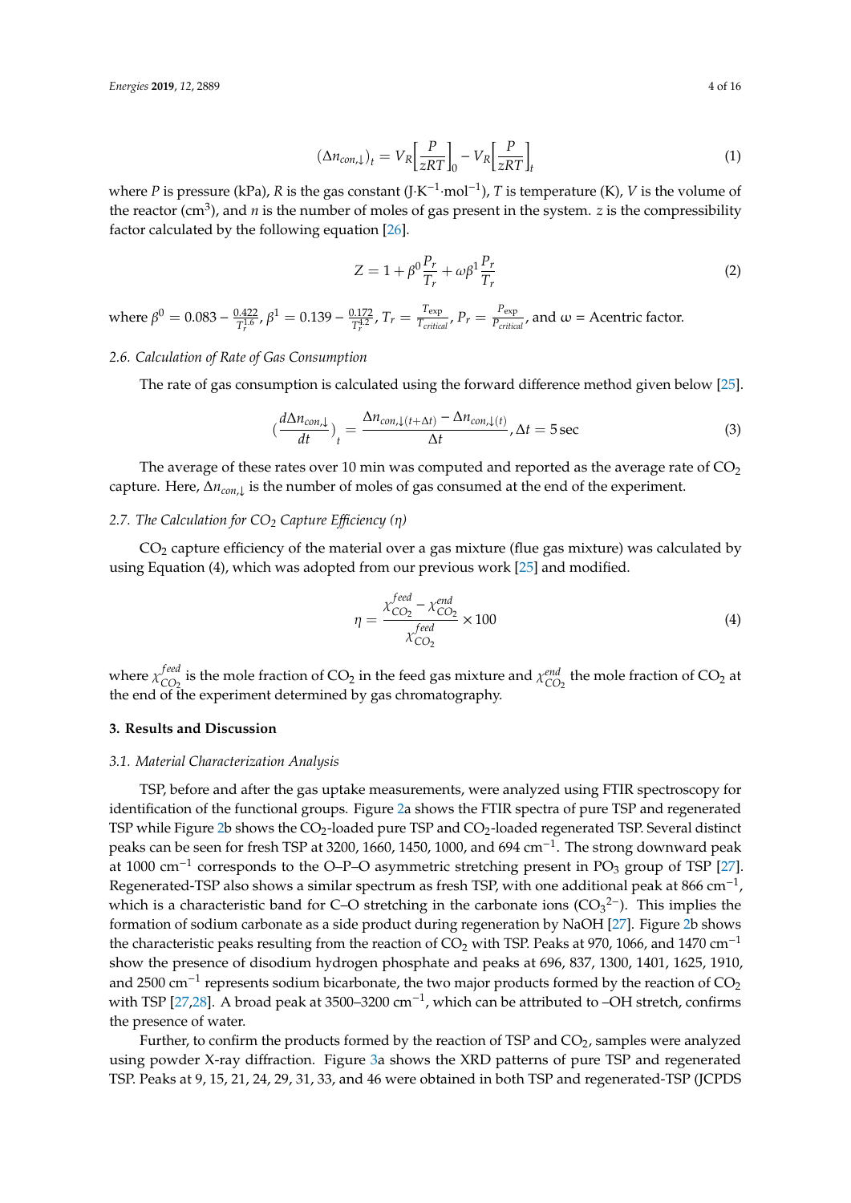$$(\Delta n_{con,\downarrow})_t = V_R\left[\frac{P}{zRT}\right]_0 - V_R\left[\frac{P}{zRT}\right]_t \tag{1}$$

where $P$ is pressure (kPa), $R$ is the gas constant (J·K$^{-1}$·mol$^{-1}$), $T$ is temperature (K), $V$ is the volume of the reactor (cm$^3$), and $n$ is the number of moles of gas present in the system. $z$ is the compressibility factor calculated by the following equation [26].

$$Z = 1 + \beta^0 \frac{P_r}{T_r} + \omega \beta^1 \frac{P_r}{T_r} \tag{2}$$

where $\beta^0 = 0.083 - \frac{0.422}{T_r^{1.6}}$, $\beta^1 = 0.139 - \frac{0.172}{T_r^{4.2}}$, $T_r = \frac{T_{\exp}}{T_{critical}}$, $P_r = \frac{P_{\exp}}{P_{critical}}$, and ω = Acentric factor.

### 2.6. Calculation of Rate of Gas Consumption

The rate of gas consumption is calculated using the forward difference method given below [25].

$$\left(\frac{d\Delta n_{con,\downarrow}}{dt}\right)_t = \frac{\Delta n_{con,\downarrow(t+\Delta t)} - \Delta n_{con,\downarrow(t)}}{\Delta t}, \Delta t = 5\,\text{sec} \tag{3}$$

The average of these rates over 10 min was computed and reported as the average rate of $CO_2$ capture. Here, $\Delta n_{con,\downarrow}$ is the number of moles of gas consumed at the end of the experiment.

### 2.7. The Calculation for $CO_2$ Capture Efficiency (η)

$CO_2$ capture efficiency of the material over a gas mixture (flue gas mixture) was calculated by using Equation (4), which was adopted from our previous work [25] and modified.

$$\eta = \frac{\chi_{CO_2}^{feed} - \chi_{CO_2}^{end}}{\chi_{CO_2}^{feed}} \times 100 \tag{4}$$

where $\chi_{CO_2}^{feed}$ is the mole fraction of $CO_2$ in the feed gas mixture and $\chi_{CO_2}^{end}$ the mole fraction of $CO_2$ at the end of the experiment determined by gas chromatography.

## 3. Results and Discussion

### 3.1. Material Characterization Analysis

TSP, before and after the gas uptake measurements, were analyzed using FTIR spectroscopy for identification of the functional groups. Figure 2a shows the FTIR spectra of pure TSP and regenerated TSP while Figure 2b shows the $CO_2$-loaded pure TSP and $CO_2$-loaded regenerated TSP. Several distinct peaks can be seen for fresh TSP at 3200, 1660, 1450, 1000, and 694 cm$^{-1}$. The strong downward peak at 1000 cm$^{-1}$ corresponds to the O–P–O asymmetric stretching present in $PO_3$ group of TSP [27]. Regenerated-TSP also shows a similar spectrum as fresh TSP, with one additional peak at 866 cm$^{-1}$, which is a characteristic band for C–O stretching in the carbonate ions ($CO_3^{2-}$). This implies the formation of sodium carbonate as a side product during regeneration by NaOH [27]. Figure 2b shows the characteristic peaks resulting from the reaction of $CO_2$ with TSP. Peaks at 970, 1066, and 1470 cm$^{-1}$ show the presence of disodium hydrogen phosphate and peaks at 696, 837, 1300, 1401, 1625, 1910, and 2500 cm$^{-1}$ represents sodium bicarbonate, the two major products formed by the reaction of $CO_2$ with TSP [27,28]. A broad peak at 3500–3200 cm$^{-1}$, which can be attributed to –OH stretch, confirms the presence of water.

Further, to confirm the products formed by the reaction of TSP and $CO_2$, samples were analyzed using powder X-ray diffraction. Figure 3a shows the XRD patterns of pure TSP and regenerated TSP. Peaks at 9, 15, 21, 24, 29, 31, 33, and 46 were obtained in both TSP and regenerated-TSP (JCPDS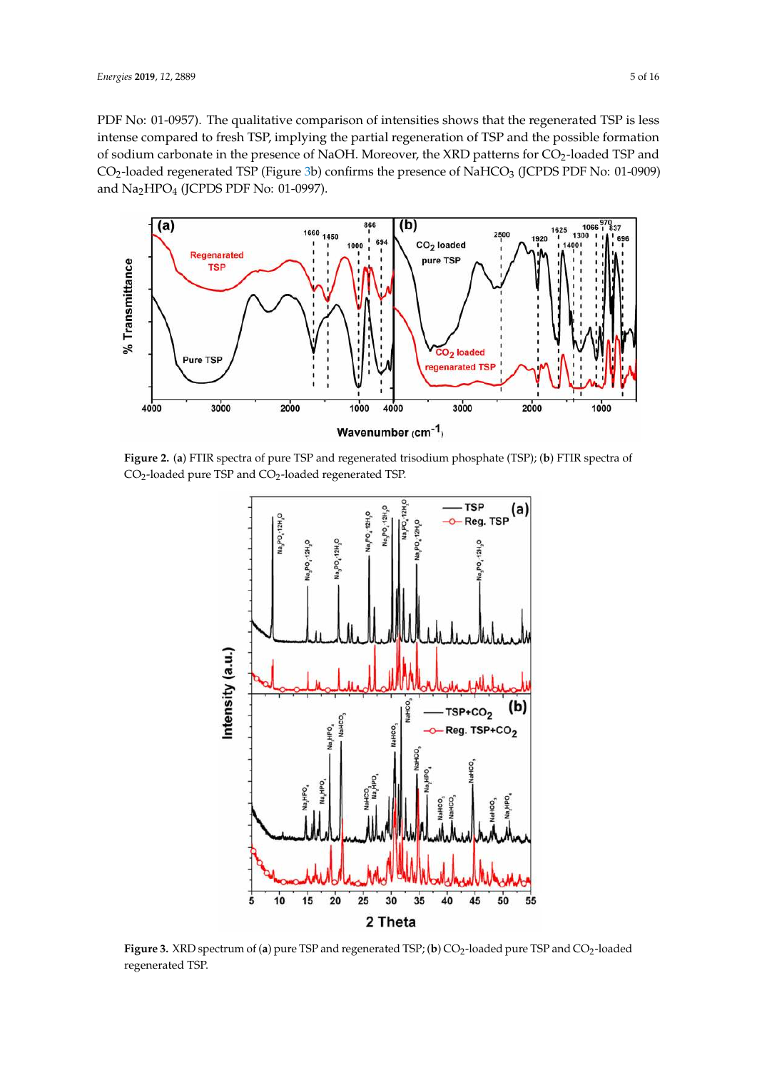PDF No: 01-0957). The qualitative comparison of intensities shows that the regenerated TSP is less intense compared to fresh TSP, implying the partial regeneration of TSP and the possible formation of sodium carbonate in the presence of NaOH. Moreover, the XRD patterns for $CO_2$-loaded TSP and $CO_2$-loaded regenerated TSP (Figure 3b) confirms the presence of $NaHCO_3$ (JCPDS PDF No: 01-0909) and $Na_2HPO_4$ (JCPDS PDF No: 01-0997).

(a)
Regenarated TSP
Pure TSP
1660
1450
1000
866
694
(b)
$CO_2$ loaded pure TSP
$CO_2$ loaded regenerated TSP
2500
1920
1625
1400
1300
1066
970
837
696
% Transmittance
4000 3000 2000 1000 4000 3000 2000 1000
Wavenumber ($cm^{-1}$)

**Figure 2.** (**a**) FTIR spectra of pure TSP and regenerated trisodium phosphate (TSP); (**b**) FTIR spectra of $CO_2$-loaded pure TSP and $CO_2$-loaded regenerated TSP.

(a)
TSP
Reg. TSP
$Na_3PO_4 \cdot 12H_2O$
(b)
TSP+$CO_2$
Reg. TSP+$CO_2$
$Na_2HPO_4$
$NaHCO_3$
Intensity (a.u.)
5 10 15 20 25 30 35 40 45 50 55
2 Theta

**Figure 3.** XRD spectrum of (**a**) pure TSP and regenerated TSP; (**b**) $CO_2$-loaded pure TSP and $CO_2$-loaded regenerated TSP.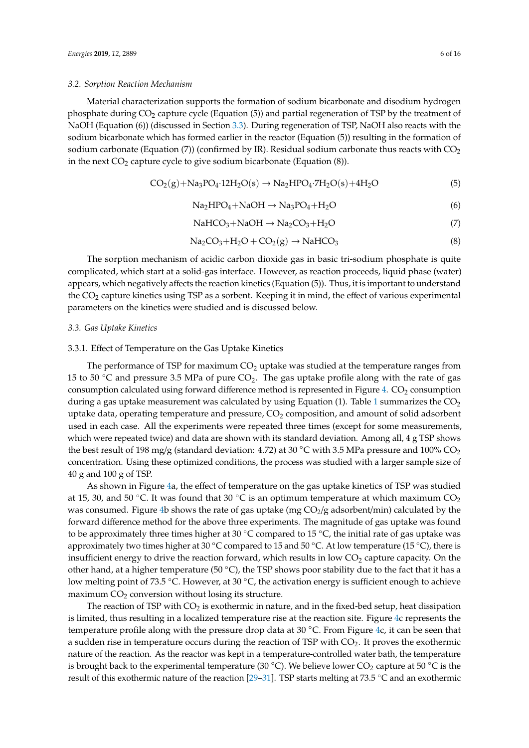### 3.2. Sorption Reaction Mechanism

Material characterization supports the formation of sodium bicarbonate and disodium hydrogen phosphate during $CO_2$ capture cycle (Equation (5)) and partial regeneration of TSP by the treatment of NaOH (Equation (6)) (discussed in Section 3.3). During regeneration of TSP, NaOH also reacts with the sodium bicarbonate which has formed earlier in the reactor (Equation (5)) resulting in the formation of sodium carbonate (Equation (7)) (confirmed by IR). Residual sodium carbonate thus reacts with $CO_2$ in the next $CO_2$ capture cycle to give sodium bicarbonate (Equation (8)).

$$CO_2(g)+Na_3PO_4{\cdot}12H_2O(s) \rightarrow Na_2HPO_4{\cdot}7H_2O(s)+4H_2O \quad (5)$$

$$Na_2HPO_4+NaOH \rightarrow Na_3PO_4+H_2O \quad (6)$$

$$NaHCO_3+NaOH \rightarrow Na_2CO_3+H_2O \quad (7)$$

$$Na_2CO_3+H_2O+CO_2(g) \rightarrow NaHCO_3 \quad (8)$$

The sorption mechanism of acidic carbon dioxide gas in basic tri-sodium phosphate is quite complicated, which start at a solid-gas interface. However, as reaction proceeds, liquid phase (water) appears, which negatively affects the reaction kinetics (Equation (5)). Thus, it is important to understand the $CO_2$ capture kinetics using TSP as a sorbent. Keeping it in mind, the effect of various experimental parameters on the kinetics were studied and is discussed below.

### 3.3. Gas Uptake Kinetics

#### 3.3.1. Effect of Temperature on the Gas Uptake Kinetics

The performance of TSP for maximum $CO_2$ uptake was studied at the temperature ranges from 15 to 50 °C and pressure 3.5 MPa of pure $CO_2$. The gas uptake profile along with the rate of gas consumption calculated using forward difference method is represented in Figure 4. $CO_2$ consumption during a gas uptake measurement was calculated by using Equation (1). Table 1 summarizes the $CO_2$ uptake data, operating temperature and pressure, $CO_2$ composition, and amount of solid adsorbent used in each case. All the experiments were repeated three times (except for some measurements, which were repeated twice) and data are shown with its standard deviation. Among all, 4 g TSP shows the best result of 198 mg/g (standard deviation: 4.72) at 30 °C with 3.5 MPa pressure and 100% $CO_2$ concentration. Using these optimized conditions, the process was studied with a larger sample size of 40 g and 100 g of TSP.

As shown in Figure 4a, the effect of temperature on the gas uptake kinetics of TSP was studied at 15, 30, and 50 °C. It was found that 30 °C is an optimum temperature at which maximum $CO_2$ was consumed. Figure 4b shows the rate of gas uptake (mg $CO_2$/g adsorbent/min) calculated by the forward difference method for the above three experiments. The magnitude of gas uptake was found to be approximately three times higher at 30 °C compared to 15 °C, the initial rate of gas uptake was approximately two times higher at 30 °C compared to 15 and 50 °C. At low temperature (15 °C), there is insufficient energy to drive the reaction forward, which results in low $CO_2$ capture capacity. On the other hand, at a higher temperature (50 °C), the TSP shows poor stability due to the fact that it has a low melting point of 73.5 °C. However, at 30 °C, the activation energy is sufficient enough to achieve maximum $CO_2$ conversion without losing its structure.

The reaction of TSP with $CO_2$ is exothermic in nature, and in the fixed-bed setup, heat dissipation is limited, thus resulting in a localized temperature rise at the reaction site. Figure 4c represents the temperature profile along with the pressure drop data at 30 °C. From Figure 4c, it can be seen that a sudden rise in temperature occurs during the reaction of TSP with $CO_2$. It proves the exothermic nature of the reaction. As the reactor was kept in a temperature-controlled water bath, the temperature is brought back to the experimental temperature (30 °C). We believe lower $CO_2$ capture at 50 °C is the result of this exothermic nature of the reaction [29–31]. TSP starts melting at 73.5 °C and an exothermic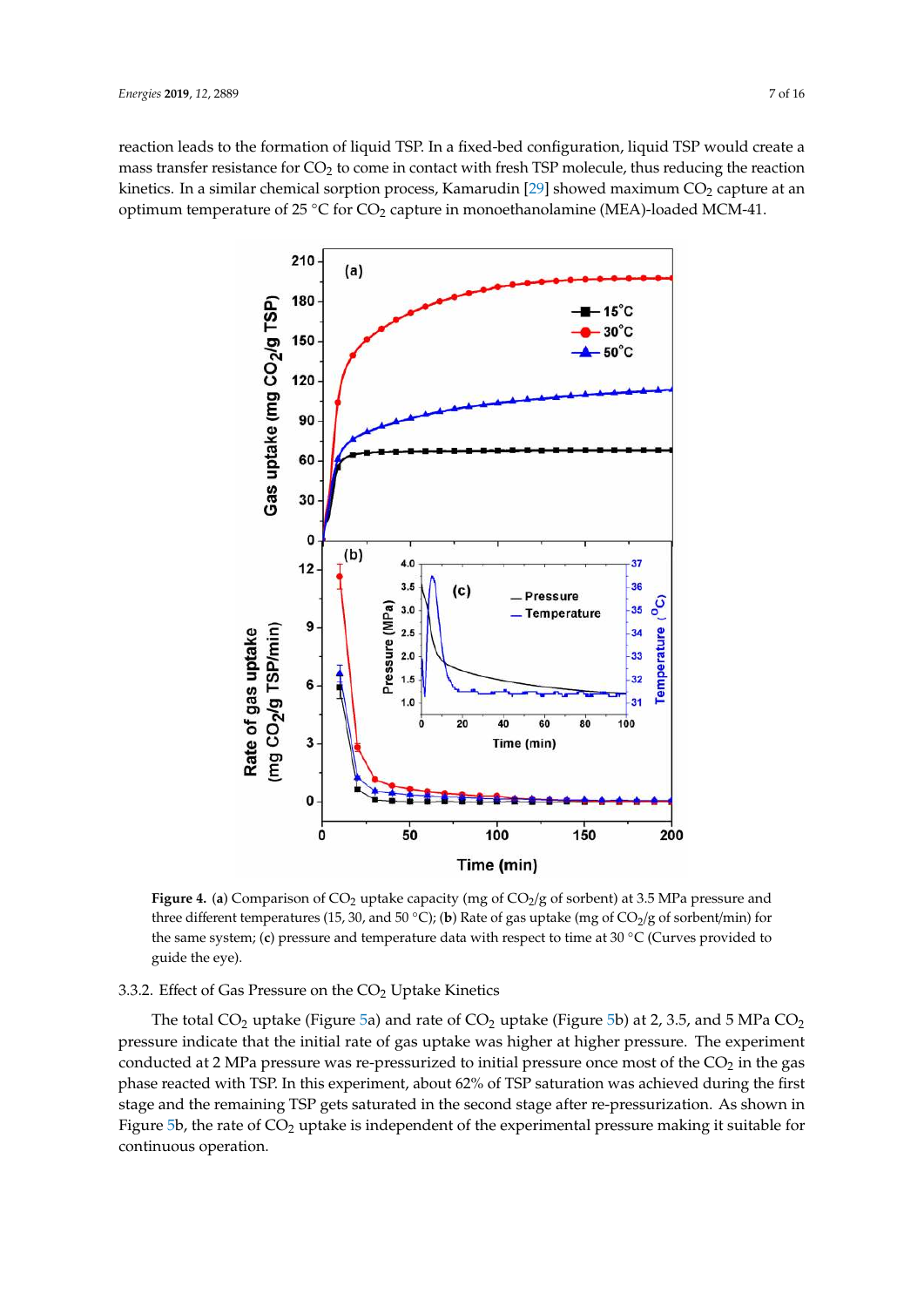reaction leads to the formation of liquid TSP. In a fixed-bed configuration, liquid TSP would create a mass transfer resistance for $CO_2$ to come in contact with fresh TSP molecule, thus reducing the reaction kinetics. In a similar chemical sorption process, Kamarudin [29] showed maximum $CO_2$ capture at an optimum temperature of 25 °C for $CO_2$ capture in monoethanolamine (MEA)-loaded MCM-41.

(a)
Gas uptake (mg CO2/g TSP)
210
180
150
120
90
60
30
0
15°C
30°C
50°C

(b)
Rate of gas uptake (mg CO2/g TSP/min)
12
9
6
3
0
0
50
100
150
200
Time (min)

(c)
Pressure (MPa)
4.0
3.5
3.0
2.5
2.0
1.5
1.0
0
20
40
60
80
100
Time (min)
Pressure
Temperature
Temperature (°C)
37
36
35
34
33
32
31

**Figure 4.** (**a**) Comparison of $CO_2$ uptake capacity (mg of $CO_2$/g of sorbent) at 3.5 MPa pressure and three different temperatures (15, 30, and 50 °C); (**b**) Rate of gas uptake (mg of $CO_2$/g of sorbent/min) for the same system; (**c**) pressure and temperature data with respect to time at 30 °C (Curves provided to guide the eye).

### 3.3.2. Effect of Gas Pressure on the $CO_2$ Uptake Kinetics

The total $CO_2$ uptake (Figure 5a) and rate of $CO_2$ uptake (Figure 5b) at 2, 3.5, and 5 MPa $CO_2$ pressure indicate that the initial rate of gas uptake was higher at higher pressure. The experiment conducted at 2 MPa pressure was re-pressurized to initial pressure once most of the $CO_2$ in the gas phase reacted with TSP. In this experiment, about 62% of TSP saturation was achieved during the first stage and the remaining TSP gets saturated in the second stage after re-pressurization. As shown in Figure 5b, the rate of $CO_2$ uptake is independent of the experimental pressure making it suitable for continuous operation.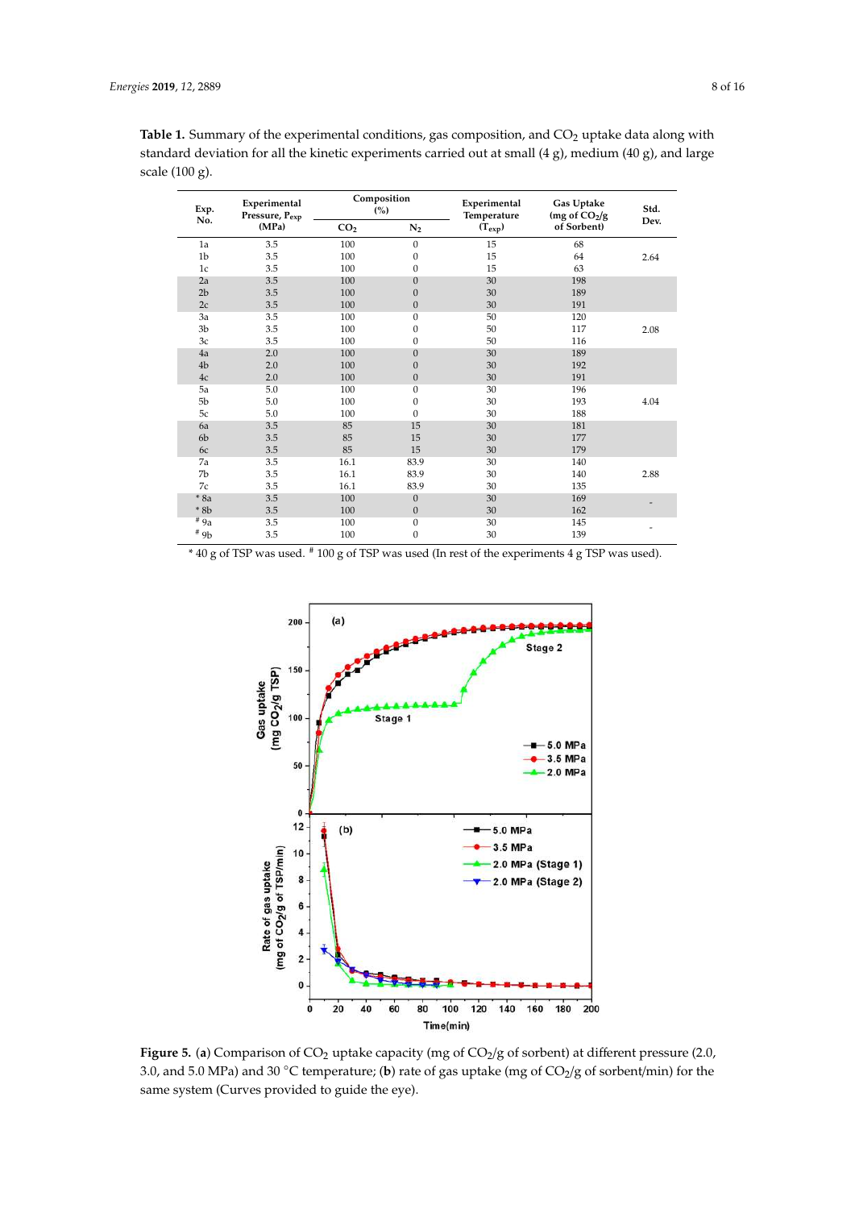**Table 1.** Summary of the experimental conditions, gas composition, and $CO_2$ uptake data along with standard deviation for all the kinetic experiments carried out at small (4 g), medium (40 g), and large scale (100 g).

| Exp. No. | Experimental Pressure, $P_{exp}$ (MPa) | Composition (%) | | Experimental Temperature ($T_{exp}$) | Gas Uptake (mg of $CO_2$/g of Sorbent) | Std. Dev. |
|---|---|---|---|---|---|---|
| | | $CO_2$ | $N_2$ | | | |
| 1a | 3.5 | 100 | 0 | 15 | 68 | |
| 1b | 3.5 | 100 | 0 | 15 | 64 | 2.64 |
| 1c | 3.5 | 100 | 0 | 15 | 63 | |
| 2a | 3.5 | 100 | 0 | 30 | 198 | |
| 2b | 3.5 | 100 | 0 | 30 | 189 | |
| 2c | 3.5 | 100 | 0 | 30 | 191 | |
| 3a | 3.5 | 100 | 0 | 50 | 120 | |
| 3b | 3.5 | 100 | 0 | 50 | 117 | 2.08 |
| 3c | 3.5 | 100 | 0 | 50 | 116 | |
| 4a | 2.0 | 100 | 0 | 30 | 189 | |
| 4b | 2.0 | 100 | 0 | 30 | 192 | |
| 4c | 2.0 | 100 | 0 | 30 | 191 | |
| 5a | 5.0 | 100 | 0 | 30 | 196 | |
| 5b | 5.0 | 100 | 0 | 30 | 193 | 4.04 |
| 5c | 5.0 | 100 | 0 | 30 | 188 | |
| 6a | 3.5 | 85 | 15 | 30 | 181 | |
| 6b | 3.5 | 85 | 15 | 30 | 177 | |
| 6c | 3.5 | 85 | 15 | 30 | 179 | |
| 7a | 3.5 | 16.1 | 83.9 | 30 | 140 | |
| 7b | 3.5 | 16.1 | 83.9 | 30 | 140 | 2.88 |
| 7c | 3.5 | 16.1 | 83.9 | 30 | 135 | |
| * 8a | 3.5 | 100 | 0 | 30 | 169 | - |
| * 8b | 3.5 | 100 | 0 | 30 | 162 | |
| # 9a | 3.5 | 100 | 0 | 30 | 145 | - |
| # 9b | 3.5 | 100 | 0 | 30 | 139 | |

* 40 g of TSP was used. # 100 g of TSP was used (In rest of the experiments 4 g TSP was used).

(a)
Gas uptake (mg $CO_2$/g TSP)
Stage 1
Stage 2
5.0 MPa
3.5 MPa
2.0 MPa

(b)
Rate of gas uptake (mg of $CO_2$/g of TSP/min)
5.0 MPa
3.5 MPa
2.0 MPa (Stage 1)
2.0 MPa (Stage 2)
Time(min)

**Figure 5.** (**a**) Comparison of $CO_2$ uptake capacity (mg of $CO_2$/g of sorbent) at different pressure (2.0, 3.0, and 5.0 MPa) and 30 °C temperature; (**b**) rate of gas uptake (mg of $CO_2$/g of sorbent/min) for the same system (Curves provided to guide the eye).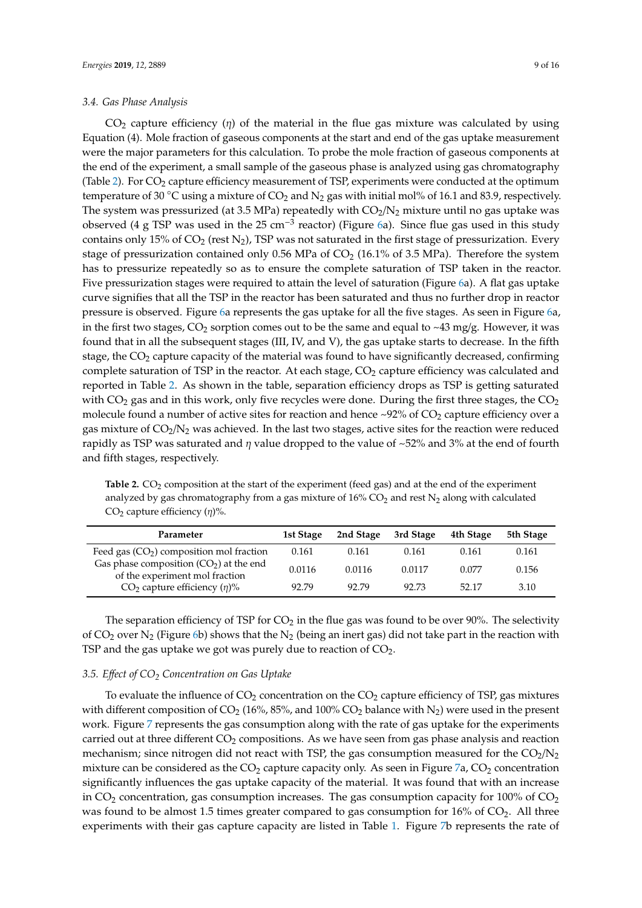### 3.4. Gas Phase Analysis

$CO_2$ capture efficiency ($\eta$) of the material in the flue gas mixture was calculated by using Equation (4). Mole fraction of gaseous components at the start and end of the gas uptake measurement were the major parameters for this calculation. To probe the mole fraction of gaseous components at the end of the experiment, a small sample of the gaseous phase is analyzed using gas chromatography (Table 2). For $CO_2$ capture efficiency measurement of TSP, experiments were conducted at the optimum temperature of 30 °C using a mixture of $CO_2$ and $N_2$ gas with initial mol% of 16.1 and 83.9, respectively. The system was pressurized (at 3.5 MPa) repeatedly with $CO_2/N_2$ mixture until no gas uptake was observed (4 g TSP was used in the 25 $cm^{-3}$ reactor) (Figure 6a). Since flue gas used in this study contains only 15% of $CO_2$ (rest $N_2$), TSP was not saturated in the first stage of pressurization. Every stage of pressurization contained only 0.56 MPa of $CO_2$ (16.1% of 3.5 MPa). Therefore the system has to pressurize repeatedly so as to ensure the complete saturation of TSP taken in the reactor. Five pressurization stages were required to attain the level of saturation (Figure 6a). A flat gas uptake curve signifies that all the TSP in the reactor has been saturated and thus no further drop in reactor pressure is observed. Figure 6a represents the gas uptake for all the five stages. As seen in Figure 6a, in the first two stages, $CO_2$ sorption comes out to be the same and equal to ~43 mg/g. However, it was found that in all the subsequent stages (III, IV, and V), the gas uptake starts to decrease. In the fifth stage, the $CO_2$ capture capacity of the material was found to have significantly decreased, confirming complete saturation of TSP in the reactor. At each stage, $CO_2$ capture efficiency was calculated and reported in Table 2. As shown in the table, separation efficiency drops as TSP is getting saturated with $CO_2$ gas and in this work, only five recycles were done. During the first three stages, the $CO_2$ molecule found a number of active sites for reaction and hence ~92% of $CO_2$ capture efficiency over a gas mixture of $CO_2/N_2$ was achieved. In the last two stages, active sites for the reaction were reduced rapidly as TSP was saturated and $\eta$ value dropped to the value of ~52% and 3% at the end of fourth and fifth stages, respectively.

**Table 2.** $CO_2$ composition at the start of the experiment (feed gas) and at the end of the experiment analyzed by gas chromatography from a gas mixture of 16% $CO_2$ and rest $N_2$ along with calculated $CO_2$ capture efficiency ($\eta$)%.

| Parameter | 1st Stage | 2nd Stage | 3rd Stage | 4th Stage | 5th Stage |
|---|---|---|---|---|---|
| Feed gas ($CO_2$) composition mol fraction | 0.161 | 0.161 | 0.161 | 0.161 | 0.161 |
| Gas phase composition ($CO_2$) at the end of the experiment mol fraction | 0.0116 | 0.0116 | 0.0117 | 0.077 | 0.156 |
| $CO_2$ capture efficiency ($\eta$)% | 92.79 | 92.79 | 92.73 | 52.17 | 3.10 |

The separation efficiency of TSP for $CO_2$ in the flue gas was found to be over 90%. The selectivity of $CO_2$ over $N_2$ (Figure 6b) shows that the $N_2$ (being an inert gas) did not take part in the reaction with TSP and the gas uptake we got was purely due to reaction of $CO_2$.

### 3.5. Effect of $CO_2$ Concentration on Gas Uptake

To evaluate the influence of $CO_2$ concentration on the $CO_2$ capture efficiency of TSP, gas mixtures with different composition of $CO_2$ (16%, 85%, and 100% $CO_2$ balance with $N_2$) were used in the present work. Figure 7 represents the gas consumption along with the rate of gas uptake for the experiments carried out at three different $CO_2$ compositions. As we have seen from gas phase analysis and reaction mechanism; since nitrogen did not react with TSP, the gas consumption measured for the $CO_2/N_2$ mixture can be considered as the $CO_2$ capture capacity only. As seen in Figure 7a, $CO_2$ concentration significantly influences the gas uptake capacity of the material. It was found that with an increase in $CO_2$ concentration, gas consumption increases. The gas consumption capacity for 100% of $CO_2$ was found to be almost 1.5 times greater compared to gas consumption for 16% of $CO_2$. All three experiments with their gas capture capacity are listed in Table 1. Figure 7b represents the rate of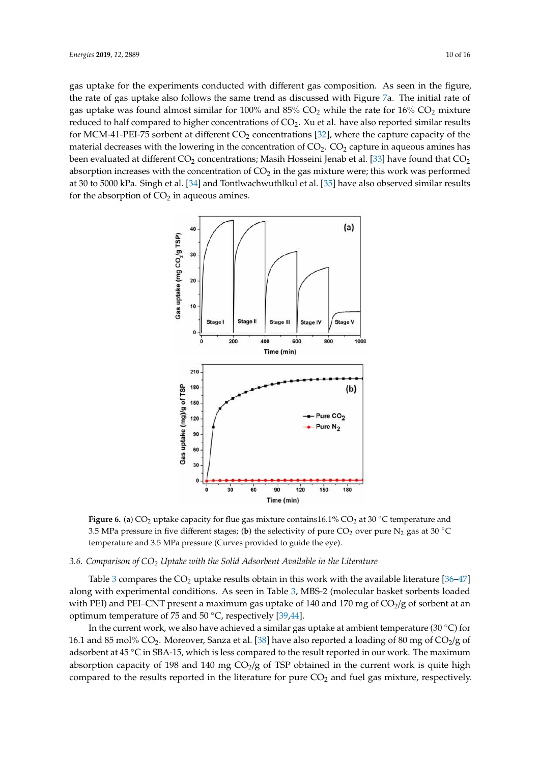gas uptake for the experiments conducted with different gas composition. As seen in the figure, the rate of gas uptake also follows the same trend as discussed with Figure 7a. The initial rate of gas uptake was found almost similar for 100% and 85% $CO_2$ while the rate for 16% $CO_2$ mixture reduced to half compared to higher concentrations of $CO_2$. Xu et al. have also reported similar results for MCM-41-PEI-75 sorbent at different $CO_2$ concentrations [32], where the capture capacity of the material decreases with the lowering in the concentration of $CO_2$. $CO_2$ capture in aqueous amines has been evaluated at different $CO_2$ concentrations; Masih Hosseini Jenab et al. [33] have found that $CO_2$ absorption increases with the concentration of $CO_2$ in the gas mixture were; this work was performed at 30 to 5000 kPa. Singh et al. [34] and Tontlwachwuthlkul et al. [35] have also observed similar results for the absorption of $CO_2$ in aqueous amines.

(a)

Gas uptake (mg $CO_2$/g TSP)

0
10
20
30
40

Stage I
Stage II
Stage III
Stage IV
Stage V

0
200
400
600
800
1000

Time (min)

(b)

Gas uptake (mg)/g of TSP

0
30
60
90
120
150
180
210

Pure $CO_2$
Pure $N_2$

0
30
60
90
120
150
180

Time (min)

**Figure 6.** (**a**) $CO_2$ uptake capacity for flue gas mixture contains16.1% $CO_2$ at 30 °C temperature and 3.5 MPa pressure in five different stages; (**b**) the selectivity of pure $CO_2$ over pure $N_2$ gas at 30 °C temperature and 3.5 MPa pressure (Curves provided to guide the eye).

### *3.6. Comparison of $CO_2$ Uptake with the Solid Adsorbent Available in the Literature*

Table 3 compares the $CO_2$ uptake results obtain in this work with the available literature [36–47] along with experimental conditions. As seen in Table 3, MBS-2 (molecular basket sorbents loaded with PEI) and PEI–CNT present a maximum gas uptake of 140 and 170 mg of $CO_2$/g of sorbent at an optimum temperature of 75 and 50 °C, respectively [39,44].

In the current work, we also have achieved a similar gas uptake at ambient temperature (30 °C) for 16.1 and 85 mol% $CO_2$. Moreover, Sanza et al. [38] have also reported a loading of 80 mg of $CO_2$/g of adsorbent at 45 °C in SBA-15, which is less compared to the result reported in our work. The maximum absorption capacity of 198 and 140 mg $CO_2$/g of TSP obtained in the current work is quite high compared to the results reported in the literature for pure $CO_2$ and fuel gas mixture, respectively.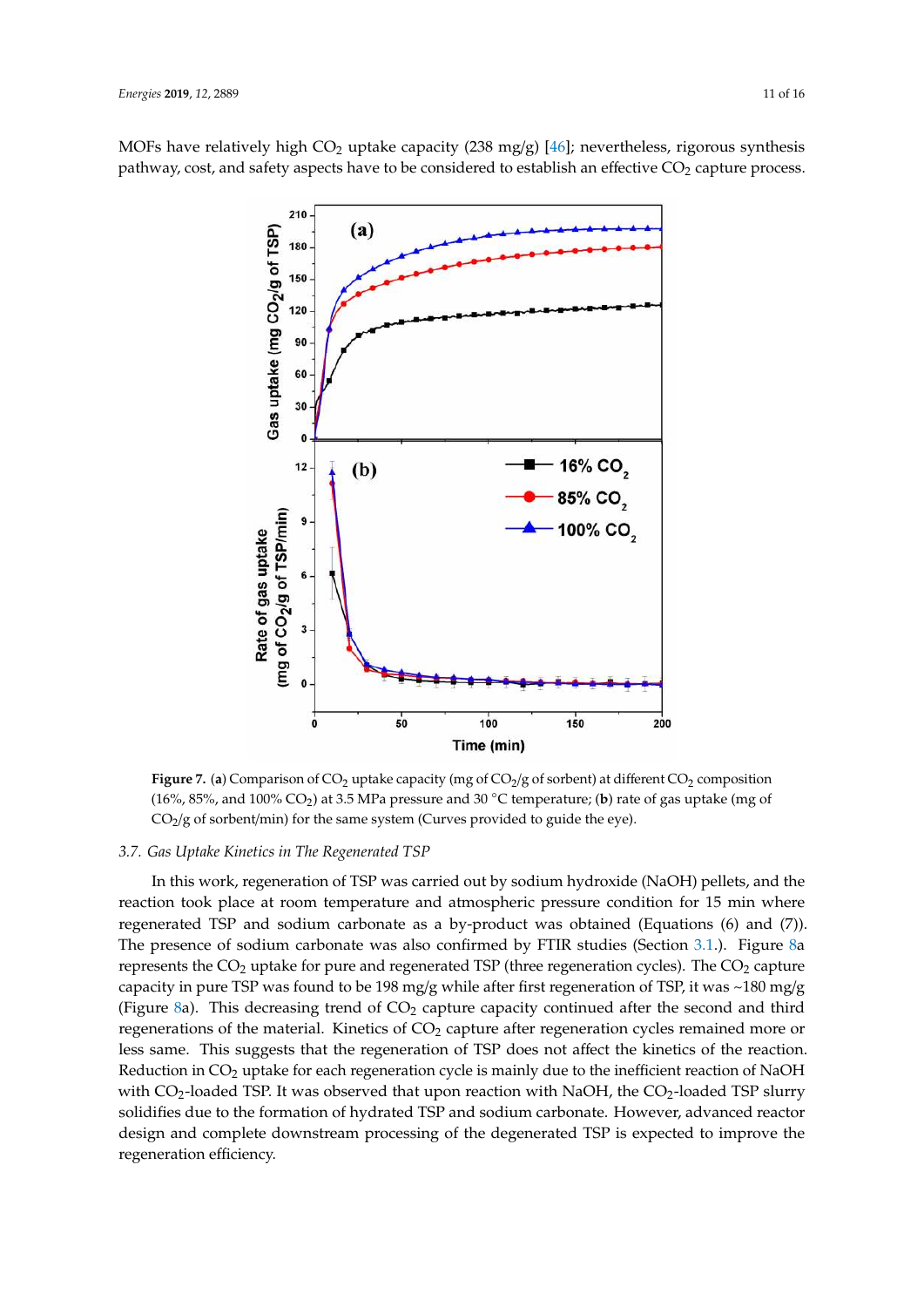MOFs have relatively high $CO_2$ uptake capacity (238 mg/g) [46]; nevertheless, rigorous synthesis pathway, cost, and safety aspects have to be considered to establish an effective $CO_2$ capture process.

(a)

Gas uptake (mg $CO_2$/g of TSP)

0
30
60
90
120
150
180
210

(b)

Rate of gas uptake (mg of $CO_2$/g of TSP/min)

0
3
6
9
12

16% $CO_2$
85% $CO_2$
100% $CO_2$

0
50
100
150
200

Time (min)

**Figure 7.** (**a**) Comparison of $CO_2$ uptake capacity (mg of $CO_2$/g of sorbent) at different $CO_2$ composition (16%, 85%, and 100% $CO_2$) at 3.5 MPa pressure and 30 °C temperature; (**b**) rate of gas uptake (mg of $CO_2$/g of sorbent/min) for the same system (Curves provided to guide the eye).

### *3.7. Gas Uptake Kinetics in The Regenerated TSP*

In this work, regeneration of TSP was carried out by sodium hydroxide (NaOH) pellets, and the reaction took place at room temperature and atmospheric pressure condition for 15 min where regenerated TSP and sodium carbonate as a by-product was obtained (Equations (6) and (7)). The presence of sodium carbonate was also confirmed by FTIR studies (Section 3.1.). Figure 8a represents the $CO_2$ uptake for pure and regenerated TSP (three regeneration cycles). The $CO_2$ capture capacity in pure TSP was found to be 198 mg/g while after first regeneration of TSP, it was ~180 mg/g (Figure 8a). This decreasing trend of $CO_2$ capture capacity continued after the second and third regenerations of the material. Kinetics of $CO_2$ capture after regeneration cycles remained more or less same. This suggests that the regeneration of TSP does not affect the kinetics of the reaction. Reduction in $CO_2$ uptake for each regeneration cycle is mainly due to the inefficient reaction of NaOH with $CO_2$-loaded TSP. It was observed that upon reaction with NaOH, the $CO_2$-loaded TSP slurry solidifies due to the formation of hydrated TSP and sodium carbonate. However, advanced reactor design and complete downstream processing of the degenerated TSP is expected to improve the regeneration efficiency.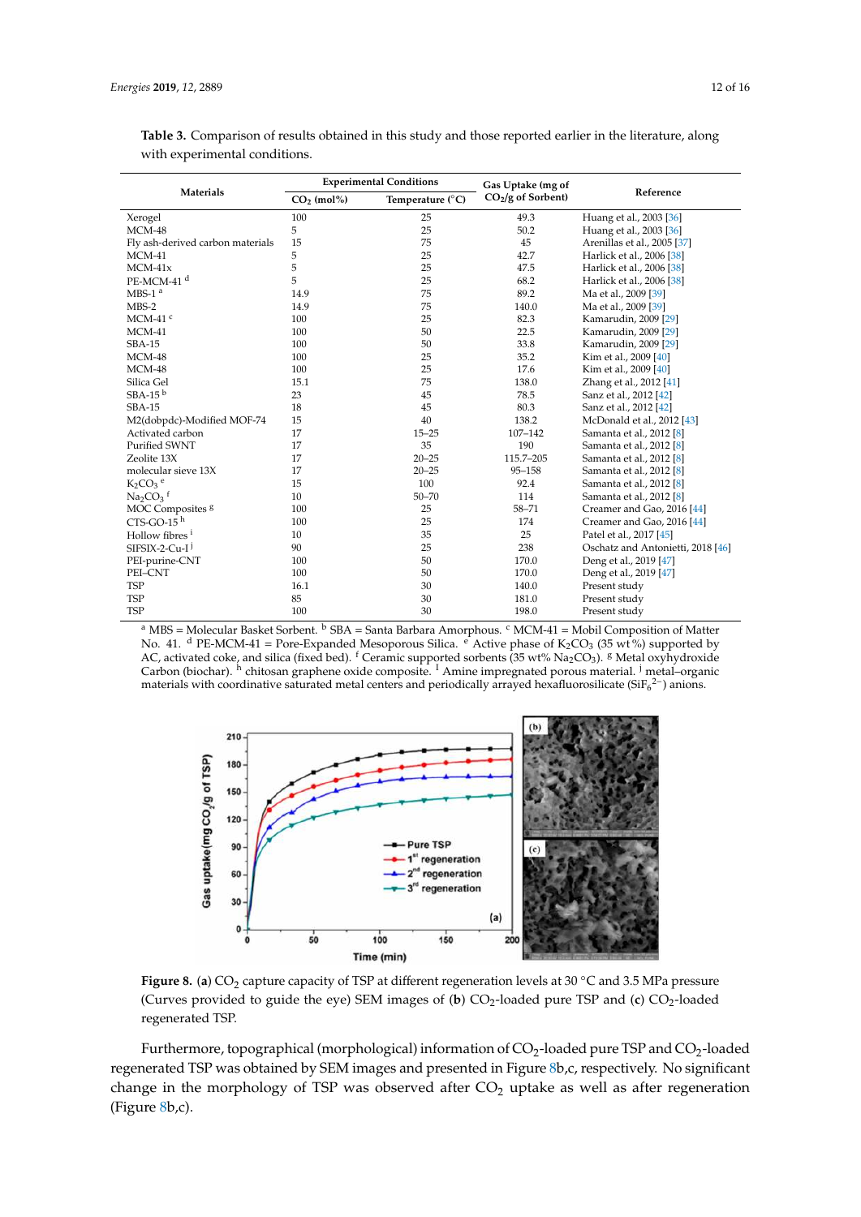**Table 3.** Comparison of results obtained in this study and those reported earlier in the literature, along with experimental conditions.

| Materials | Experimental Conditions | | Gas Uptake (mg of $CO_2$/g of Sorbent) | Reference |
|---|---|---|---|---|
| | $CO_2$ (mol%) | Temperature (°C) | | |
| Xerogel | 100 | 25 | 49.3 | Huang et al., 2003 [36] |
| MCM-48 | 5 | 25 | 50.2 | Huang et al., 2003 [36] |
| Fly ash-derived carbon materials | 15 | 75 | 45 | Arenillas et al., 2005 [37] |
| MCM-41 | 5 | 25 | 42.7 | Harlick et al., 2006 [38] |
| MCM-41x | 5 | 25 | 47.5 | Harlick et al., 2006 [38] |
| PE-MCM-41 [d] | 5 | 25 | 68.2 | Harlick et al., 2006 [38] |
| MBS-1 [a] | 14.9 | 75 | 89.2 | Ma et al., 2009 [39] |
| MBS-2 | 14.9 | 75 | 140.0 | Ma et al., 2009 [39] |
| MCM-41 [c] | 100 | 25 | 82.3 | Kamarudin, 2009 [29] |
| MCM-41 | 100 | 50 | 22.5 | Kamarudin, 2009 [29] |
| SBA-15 | 100 | 50 | 33.8 | Kamarudin, 2009 [29] |
| MCM-48 | 100 | 25 | 35.2 | Kim et al., 2009 [40] |
| MCM-48 | 100 | 25 | 17.6 | Kim et al., 2009 [40] |
| Silica Gel | 15.1 | 75 | 138.0 | Zhang et al., 2012 [41] |
| SBA-15 [b] | 23 | 45 | 78.5 | Sanz et al., 2012 [42] |
| SBA-15 | 18 | 45 | 80.3 | Sanz et al., 2012 [42] |
| M2(dobpdc)-Modified MOF-74 | 15 | 40 | 138.2 | McDonald et al., 2012 [43] |
| Activated carbon | 17 | 15–25 | 107–142 | Samanta et al., 2012 [8] |
| Purified SWNT | 17 | 35 | 190 | Samanta et al., 2012 [8] |
| Zeolite 13X | 17 | 20–25 | 115.7–205 | Samanta et al., 2012 [8] |
| molecular sieve 13X | 17 | 20–25 | 95–158 | Samanta et al., 2012 [8] |
| $K_2CO_3$ [e] | 15 | 100 | 92.4 | Samanta et al., 2012 [8] |
| $Na_2CO_3$ [f] | 10 | 50–70 | 114 | Samanta et al., 2012 [8] |
| MOC Composites [g] | 100 | 25 | 58–71 | Creamer and Gao, 2016 [44] |
| CTS-GO-15 [h] | 100 | 25 | 174 | Creamer and Gao, 2016 [44] |
| Hollow fibres [i] | 10 | 35 | 25 | Patel et al., 2017 [45] |
| SIFSIX-2-Cu-I [j] | 90 | 25 | 238 | Oschatz and Antonietti, 2018 [46] |
| PEI-purine-CNT | 100 | 50 | 170.0 | Deng et al., 2019 [47] |
| PEI–CNT | 100 | 50 | 170.0 | Deng et al., 2019 [47] |
| TSP | 16.1 | 30 | 140.0 | Present study |
| TSP | 85 | 30 | 181.0 | Present study |
| TSP | 100 | 30 | 198.0 | Present study |

[a] MBS = Molecular Basket Sorbent. [b] SBA = Santa Barbara Amorphous. [c] MCM-41 = Mobil Composition of Matter No. 41. [d] PE-MCM-41 = Pore-Expanded Mesoporous Silica. [e] Active phase of $K_2CO_3$ (35 wt%) supported by AC, activated coke, and silica (fixed bed). [f] Ceramic supported sorbents (35 wt% $Na_2CO_3$). [g] Metal oxyhydroxide Carbon (biochar). [h] chitosan graphene oxide composite. [i] Amine impregnated porous material. [j] metal–organic materials with coordinative saturated metal centers and periodically arrayed hexafluorosilicate ($SiF_6^{2-}$) anions.

Gas uptake (mg $CO_2$/g of TSP)
210
180
150
120
90
60
30
0
0
50
100
150
200
Time (min)
Pure TSP
1st regeneration
2nd regeneration
3rd regeneration
(a)
(b)
(c)

**Figure 8.** (**a**) $CO_2$ capture capacity of TSP at different regeneration levels at 30 °C and 3.5 MPa pressure (Curves provided to guide the eye) SEM images of (**b**) $CO_2$-loaded pure TSP and (**c**) $CO_2$-loaded regenerated TSP.

Furthermore, topographical (morphological) information of $CO_2$-loaded pure TSP and $CO_2$-loaded regenerated TSP was obtained by SEM images and presented in Figure 8b,c, respectively. No significant change in the morphology of TSP was observed after $CO_2$ uptake as well as after regeneration (Figure 8b,c).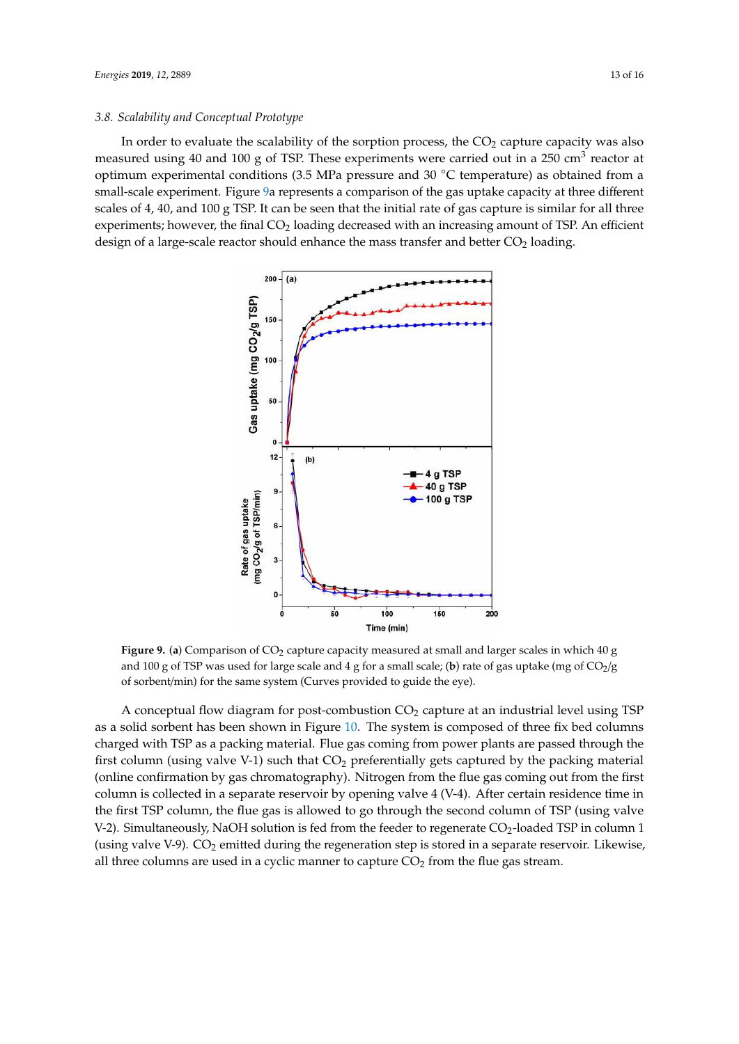### 3.8. Scalability and Conceptual Prototype

In order to evaluate the scalability of the sorption process, the $CO_2$ capture capacity was also measured using 40 and 100 g of TSP. These experiments were carried out in a 250 $cm^3$ reactor at optimum experimental conditions (3.5 MPa pressure and 30 °C temperature) as obtained from a small-scale experiment. Figure 9a represents a comparison of the gas uptake capacity at three different scales of 4, 40, and 100 g TSP. It can be seen that the initial rate of gas capture is similar for all three experiments; however, the final $CO_2$ loading decreased with an increasing amount of TSP. An efficient design of a large-scale reactor should enhance the mass transfer and better $CO_2$ loading.

(a)
Gas uptake (mg $CO_2$/g TSP)
0
50
100
150
200

(b)
Rate of gas uptake (mg $CO_2$/g of TSP/min)
0
3
6
9
12
4 g TSP
40 g TSP
100 g TSP
Time (min)
0
50
100
150
200

**Figure 9.** (**a**) Comparison of $CO_2$ capture capacity measured at small and larger scales in which 40 g and 100 g of TSP was used for large scale and 4 g for a small scale; (**b**) rate of gas uptake (mg of $CO_2$/g of sorbent/min) for the same system (Curves provided to guide the eye).

A conceptual flow diagram for post-combustion $CO_2$ capture at an industrial level using TSP as a solid sorbent has been shown in Figure 10. The system is composed of three fix bed columns charged with TSP as a packing material. Flue gas coming from power plants are passed through the first column (using valve V-1) such that $CO_2$ preferentially gets captured by the packing material (online confirmation by gas chromatography). Nitrogen from the flue gas coming out from the first column is collected in a separate reservoir by opening valve 4 (V-4). After certain residence time in the first TSP column, the flue gas is allowed to go through the second column of TSP (using valve V-2). Simultaneously, NaOH solution is fed from the feeder to regenerate $CO_2$-loaded TSP in column 1 (using valve V-9). $CO_2$ emitted during the regeneration step is stored in a separate reservoir. Likewise, all three columns are used in a cyclic manner to capture $CO_2$ from the flue gas stream.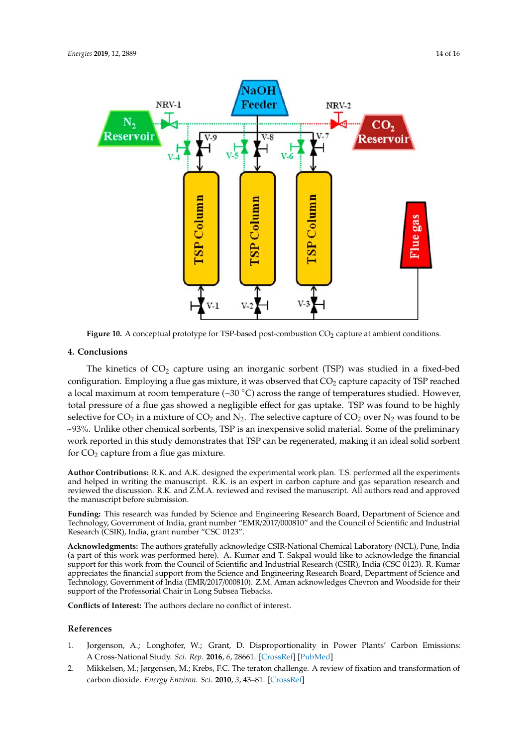N₂ Reservoir

NaOH Feeder

CO₂ Reservoir

NRV-1

NRV-2

V-9

V-8

V-7

V-4

V-5

V-6

TSP Column

TSP Column

TSP Column

Flue gas

V-1

V-2

V-3

**Figure 10.** A conceptual prototype for TSP-based post-combustion $CO_2$ capture at ambient conditions.

## 4. Conclusions

The kinetics of $CO_2$ capture using an inorganic sorbent (TSP) was studied in a fixed-bed configuration. Employing a flue gas mixture, it was observed that $CO_2$ capture capacity of TSP reached a local maximum at room temperature (~30 °C) across the range of temperatures studied. However, total pressure of a flue gas showed a negligible effect for gas uptake. TSP was found to be highly selective for $CO_2$ in a mixture of $CO_2$ and $N_2$. The selective capture of $CO_2$ over $N_2$ was found to be ~93%. Unlike other chemical sorbents, TSP is an inexpensive solid material. Some of the preliminary work reported in this study demonstrates that TSP can be regenerated, making it an ideal solid sorbent for $CO_2$ capture from a flue gas mixture.

**Author Contributions:** R.K. and A.K. designed the experimental work plan. T.S. performed all the experiments and helped in writing the manuscript. R.K. is an expert in carbon capture and gas separation research and reviewed the discussion. R.K. and Z.M.A. reviewed and revised the manuscript. All authors read and approved the manuscript before submission.

**Funding:** This research was funded by Science and Engineering Research Board, Department of Science and Technology, Government of India, grant number "EMR/2017/000810" and the Council of Scientific and Industrial Research (CSIR), India, grant number "CSC 0123".

**Acknowledgments:** The authors gratefully acknowledge CSIR-National Chemical Laboratory (NCL), Pune, India (a part of this work was performed here). A. Kumar and T. Sakpal would like to acknowledge the financial support for this work from the Council of Scientific and Industrial Research (CSIR), India (CSC 0123). R. Kumar appreciates the financial support from the Science and Engineering Research Board, Department of Science and Technology, Government of India (EMR/2017/000810). Z.M. Aman acknowledges Chevron and Woodside for their support of the Professorial Chair in Long Subsea Tiebacks.

**Conflicts of Interest:** The authors declare no conflict of interest.

## References

1. Jorgenson, A.; Longhofer, W.; Grant, D. Disproportionality in Power Plants' Carbon Emissions: A Cross-National Study. *Sci. Rep.* **2016**, *6*, 28661. [CrossRef] [PubMed]
2. Mikkelsen, M.; Jørgensen, M.; Krebs, F.C. The teraton challenge. A review of fixation and transformation of carbon dioxide. *Energy Environ. Sci.* **2010**, *3*, 43–81. [CrossRef]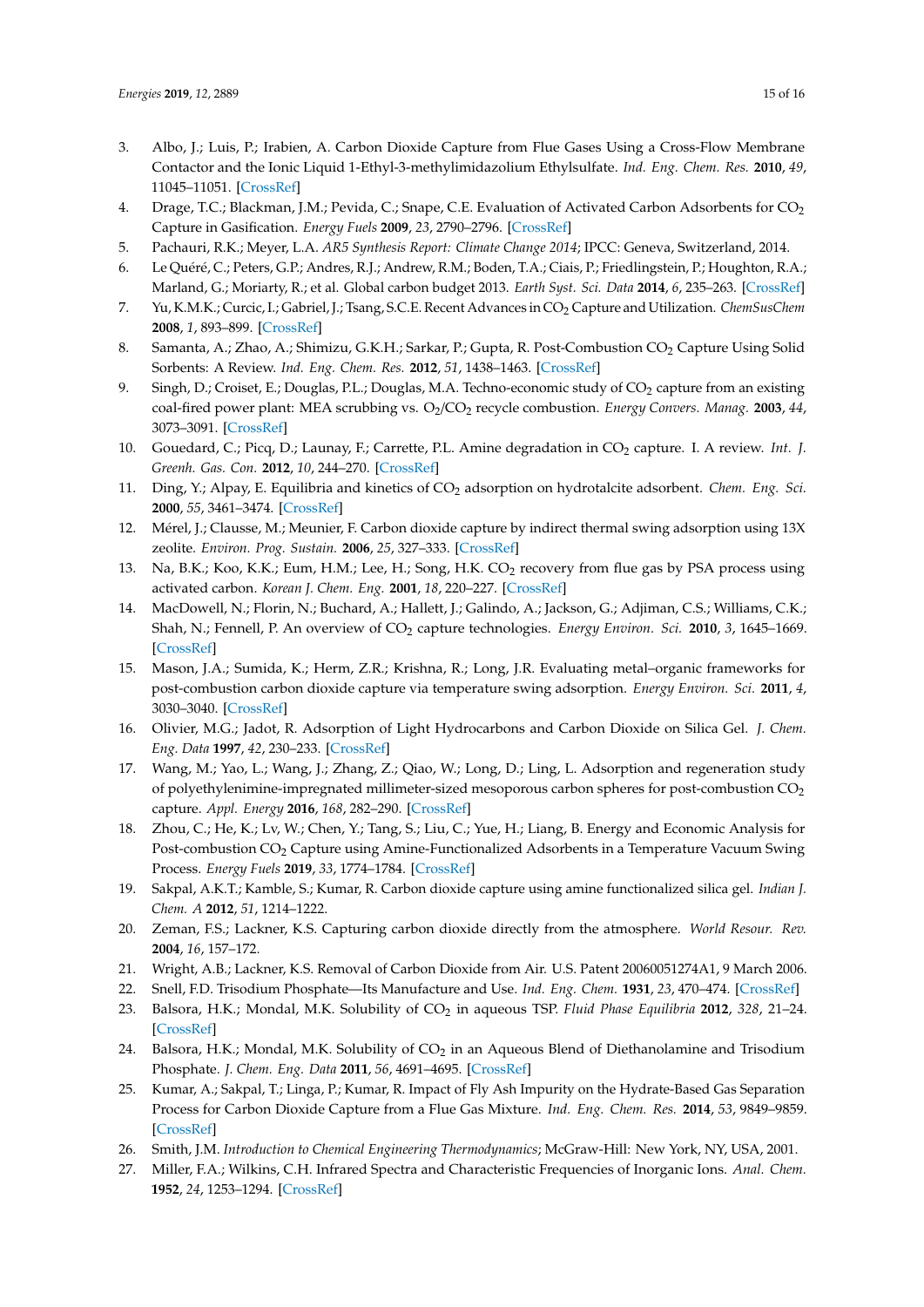3. Albo, J.; Luis, P.; Irabien, A. Carbon Dioxide Capture from Flue Gases Using a Cross-Flow Membrane Contactor and the Ionic Liquid 1-Ethyl-3-methylimidazolium Ethylsulfate. *Ind. Eng. Chem. Res.* **2010**, *49*, 11045–11051. [CrossRef]
4. Drage, T.C.; Blackman, J.M.; Pevida, C.; Snape, C.E. Evaluation of Activated Carbon Adsorbents for $CO_2$ Capture in Gasification. *Energy Fuels* **2009**, *23*, 2790–2796. [CrossRef]
5. Pachauri, R.K.; Meyer, L.A. *AR5 Synthesis Report: Climate Change 2014*; IPCC: Geneva, Switzerland, 2014.
6. Le Quéré, C.; Peters, G.P.; Andres, R.J.; Andrew, R.M.; Boden, T.A.; Ciais, P.; Friedlingstein, P.; Houghton, R.A.; Marland, G.; Moriarty, R.; et al. Global carbon budget 2013. *Earth Syst. Sci. Data* **2014**, *6*, 235–263. [CrossRef]
7. Yu, K.M.K.; Curcic, I.; Gabriel, J.; Tsang, S.C.E. Recent Advances in $CO_2$ Capture and Utilization. *ChemSusChem* **2008**, *1*, 893–899. [CrossRef]
8. Samanta, A.; Zhao, A.; Shimizu, G.K.H.; Sarkar, P.; Gupta, R. Post-Combustion $CO_2$ Capture Using Solid Sorbents: A Review. *Ind. Eng. Chem. Res.* **2012**, *51*, 1438–1463. [CrossRef]
9. Singh, D.; Croiset, E.; Douglas, P.L.; Douglas, M.A. Techno-economic study of $CO_2$ capture from an existing coal-fired power plant: MEA scrubbing vs. $O_2/CO_2$ recycle combustion. *Energy Convers. Manag.* **2003**, *44*, 3073–3091. [CrossRef]
10. Gouedard, C.; Picq, D.; Launay, F.; Carrette, P.L. Amine degradation in $CO_2$ capture. I. A review. *Int. J. Greenh. Gas. Con.* **2012**, *10*, 244–270. [CrossRef]
11. Ding, Y.; Alpay, E. Equilibria and kinetics of $CO_2$ adsorption on hydrotalcite adsorbent. *Chem. Eng. Sci.* **2000**, *55*, 3461–3474. [CrossRef]
12. Mérel, J.; Clausse, M.; Meunier, F. Carbon dioxide capture by indirect thermal swing adsorption using 13X zeolite. *Environ. Prog. Sustain.* **2006**, *25*, 327–333. [CrossRef]
13. Na, B.K.; Koo, K.K.; Eum, H.M.; Lee, H.; Song, H.K. $CO_2$ recovery from flue gas by PSA process using activated carbon. *Korean J. Chem. Eng.* **2001**, *18*, 220–227. [CrossRef]
14. MacDowell, N.; Florin, N.; Buchard, A.; Hallett, J.; Galindo, A.; Jackson, G.; Adjiman, C.S.; Williams, C.K.; Shah, N.; Fennell, P. An overview of $CO_2$ capture technologies. *Energy Environ. Sci.* **2010**, *3*, 1645–1669. [CrossRef]
15. Mason, J.A.; Sumida, K.; Herm, Z.R.; Krishna, R.; Long, J.R. Evaluating metal–organic frameworks for post-combustion carbon dioxide capture via temperature swing adsorption. *Energy Environ. Sci.* **2011**, *4*, 3030–3040. [CrossRef]
16. Olivier, M.G.; Jadot, R. Adsorption of Light Hydrocarbons and Carbon Dioxide on Silica Gel. *J. Chem. Eng. Data* **1997**, *42*, 230–233. [CrossRef]
17. Wang, M.; Yao, L.; Wang, J.; Zhang, Z.; Qiao, W.; Long, D.; Ling, L. Adsorption and regeneration study of polyethylenimine-impregnated millimeter-sized mesoporous carbon spheres for post-combustion $CO_2$ capture. *Appl. Energy* **2016**, *168*, 282–290. [CrossRef]
18. Zhou, C.; He, K.; Lv, W.; Chen, Y.; Tang, S.; Liu, C.; Yue, H.; Liang, B. Energy and Economic Analysis for Post-combustion $CO_2$ Capture using Amine-Functionalized Adsorbents in a Temperature Vacuum Swing Process. *Energy Fuels* **2019**, *33*, 1774–1784. [CrossRef]
19. Sakpal, A.K.T.; Kamble, S.; Kumar, R. Carbon dioxide capture using amine functionalized silica gel. *Indian J. Chem. A* **2012**, *51*, 1214–1222.
20. Zeman, F.S.; Lackner, K.S. Capturing carbon dioxide directly from the atmosphere. *World Resour. Rev.* **2004**, *16*, 157–172.
21. Wright, A.B.; Lackner, K.S. Removal of Carbon Dioxide from Air. U.S. Patent 20060051274A1, 9 March 2006.
22. Snell, F.D. Trisodium Phosphate—Its Manufacture and Use. *Ind. Eng. Chem.* **1931**, *23*, 470–474. [CrossRef]
23. Balsora, H.K.; Mondal, M.K. Solubility of $CO_2$ in aqueous TSP. *Fluid Phase Equilibria* **2012**, *328*, 21–24. [CrossRef]
24. Balsora, H.K.; Mondal, M.K. Solubility of $CO_2$ in an Aqueous Blend of Diethanolamine and Trisodium Phosphate. *J. Chem. Eng. Data* **2011**, *56*, 4691–4695. [CrossRef]
25. Kumar, A.; Sakpal, T.; Linga, P.; Kumar, R. Impact of Fly Ash Impurity on the Hydrate-Based Gas Separation Process for Carbon Dioxide Capture from a Flue Gas Mixture. *Ind. Eng. Chem. Res.* **2014**, *53*, 9849–9859. [CrossRef]
26. Smith, J.M. *Introduction to Chemical Engineering Thermodynamics*; McGraw-Hill: New York, NY, USA, 2001.
27. Miller, F.A.; Wilkins, C.H. Infrared Spectra and Characteristic Frequencies of Inorganic Ions. *Anal. Chem.* **1952**, *24*, 1253–1294. [CrossRef]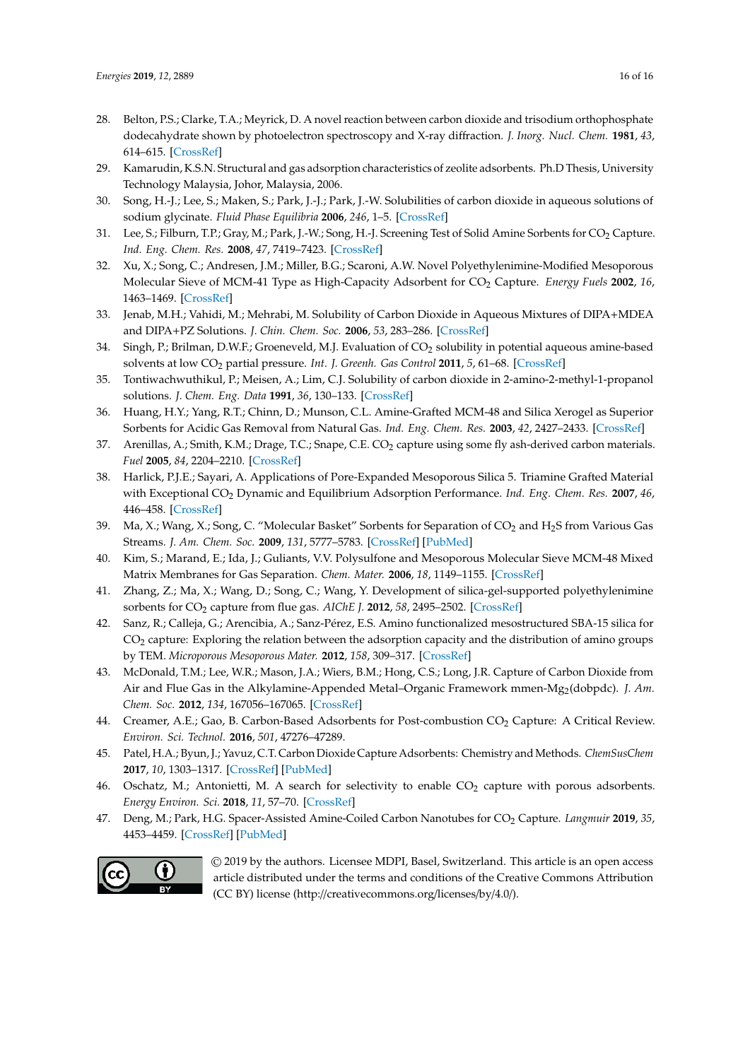28. Belton, P.S.; Clarke, T.A.; Meyrick, D. A novel reaction between carbon dioxide and trisodium orthophosphate dodecahydrate shown by photoelectron spectroscopy and X-ray diffraction. *J. Inorg. Nucl. Chem.* **1981**, *43*, 614–615. [CrossRef]
29. Kamarudin, K.S.N. Structural and gas adsorption characteristics of zeolite adsorbents. Ph.D Thesis, University Technology Malaysia, Johor, Malaysia, 2006.
30. Song, H.-J.; Lee, S.; Maken, S.; Park, J.-J.; Park, J.-W. Solubilities of carbon dioxide in aqueous solutions of sodium glycinate. *Fluid Phase Equilibria* **2006**, *246*, 1–5. [CrossRef]
31. Lee, S.; Filburn, T.P.; Gray, M.; Park, J.-W.; Song, H.-J. Screening Test of Solid Amine Sorbents for $CO_2$ Capture. *Ind. Eng. Chem. Res.* **2008**, *47*, 7419–7423. [CrossRef]
32. Xu, X.; Song, C.; Andresen, J.M.; Miller, B.G.; Scaroni, A.W. Novel Polyethylenimine-Modified Mesoporous Molecular Sieve of MCM-41 Type as High-Capacity Adsorbent for $CO_2$ Capture. *Energy Fuels* **2002**, *16*, 1463–1469. [CrossRef]
33. Jenab, M.H.; Vahidi, M.; Mehrabi, M. Solubility of Carbon Dioxide in Aqueous Mixtures of DIPA+MDEA and DIPA+PZ Solutions. *J. Chin. Chem. Soc.* **2006**, *53*, 283–286. [CrossRef]
34. Singh, P.; Brilman, D.W.F.; Groeneveld, M.J. Evaluation of $CO_2$ solubility in potential aqueous amine-based solvents at low $CO_2$ partial pressure. *Int. J. Greenh. Gas Control* **2011**, *5*, 61–68. [CrossRef]
35. Tontiwachwuthikul, P.; Meisen, A.; Lim, C.J. Solubility of carbon dioxide in 2-amino-2-methyl-1-propanol solutions. *J. Chem. Eng. Data* **1991**, *36*, 130–133. [CrossRef]
36. Huang, H.Y.; Yang, R.T.; Chinn, D.; Munson, C.L. Amine-Grafted MCM-48 and Silica Xerogel as Superior Sorbents for Acidic Gas Removal from Natural Gas. *Ind. Eng. Chem. Res.* **2003**, *42*, 2427–2433. [CrossRef]
37. Arenillas, A.; Smith, K.M.; Drage, T.C.; Snape, C.E. $CO_2$ capture using some fly ash-derived carbon materials. *Fuel* **2005**, *84*, 2204–2210. [CrossRef]
38. Harlick, P.J.E.; Sayari, A. Applications of Pore-Expanded Mesoporous Silica 5. Triamine Grafted Material with Exceptional $CO_2$ Dynamic and Equilibrium Adsorption Performance. *Ind. Eng. Chem. Res.* **2007**, *46*, 446–458. [CrossRef]
39. Ma, X.; Wang, X.; Song, C. "Molecular Basket" Sorbents for Separation of $CO_2$ and $H_2S$ from Various Gas Streams. *J. Am. Chem. Soc.* **2009**, *131*, 5777–5783. [CrossRef] [PubMed]
40. Kim, S.; Marand, E.; Ida, J.; Guliants, V.V. Polysulfone and Mesoporous Molecular Sieve MCM-48 Mixed Matrix Membranes for Gas Separation. *Chem. Mater.* **2006**, *18*, 1149–1155. [CrossRef]
41. Zhang, Z.; Ma, X.; Wang, D.; Song, C.; Wang, Y. Development of silica-gel-supported polyethylenimine sorbents for $CO_2$ capture from flue gas. *AIChE J.* **2012**, *58*, 2495–2502. [CrossRef]
42. Sanz, R.; Calleja, G.; Arencibia, A.; Sanz-Pérez, E.S. Amino functionalized mesostructured SBA-15 silica for $CO_2$ capture: Exploring the relation between the adsorption capacity and the distribution of amino groups by TEM. *Microporous Mesoporous Mater.* **2012**, *158*, 309–317. [CrossRef]
43. McDonald, T.M.; Lee, W.R.; Mason, J.A.; Wiers, B.M.; Hong, C.S.; Long, J.R. Capture of Carbon Dioxide from Air and Flue Gas in the Alkylamine-Appended Metal–Organic Framework mmen-$Mg_2$(dobpdc). *J. Am. Chem. Soc.* **2012**, *134*, 167056–167065. [CrossRef]
44. Creamer, A.E.; Gao, B. Carbon-Based Adsorbents for Post-combustion $CO_2$ Capture: A Critical Review. *Environ. Sci. Technol.* **2016**, *501*, 47276–47289.
45. Patel, H.A.; Byun, J.; Yavuz, C.T. Carbon Dioxide Capture Adsorbents: Chemistry and Methods. *ChemSusChem* **2017**, *10*, 1303–1317. [CrossRef] [PubMed]
46. Oschatz, M.; Antonietti, M. A search for selectivity to enable $CO_2$ capture with porous adsorbents. *Energy Environ. Sci.* **2018**, *11*, 57–70. [CrossRef]
47. Deng, M.; Park, H.G. Spacer-Assisted Amine-Coiled Carbon Nanotubes for $CO_2$ Capture. *Langmuir* **2019**, *35*, 4453–4459. [CrossRef] [PubMed]

© 2019 by the authors. Licensee MDPI, Basel, Switzerland. This article is an open access article distributed under the terms and conditions of the Creative Commons Attribution (CC BY) license (http://creativecommons.org/licenses/by/4.0/).